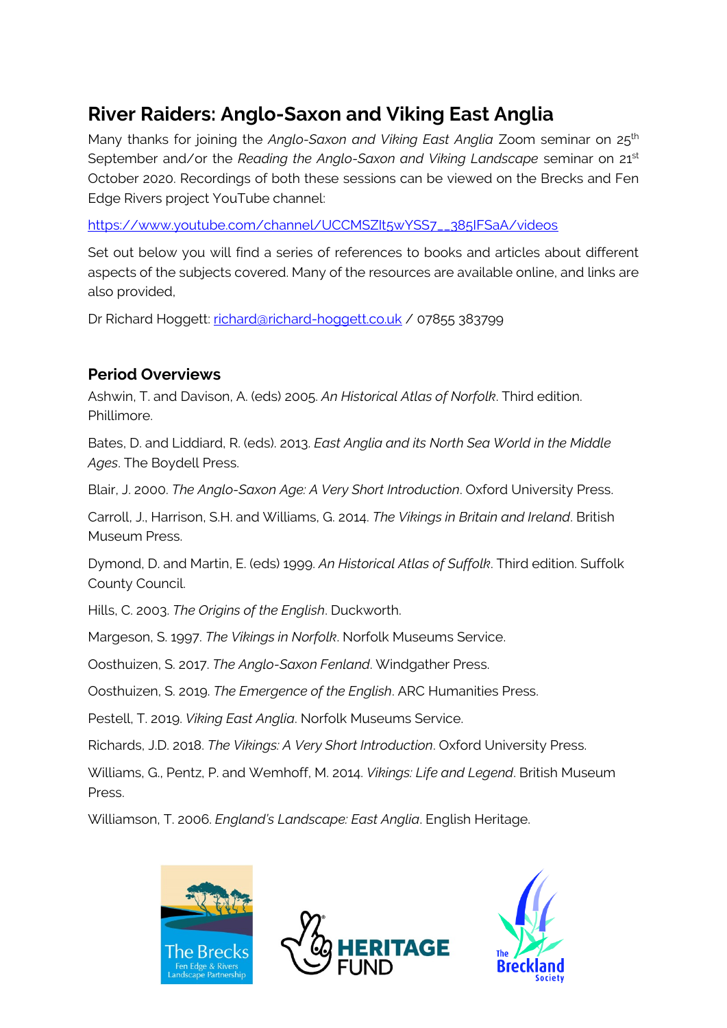# River Raiders: Anglo-Saxon and Viking East Anglia

Many thanks for joining the *Anglo-Saxon and Viking East Anglia* Zoom seminar on 25th September and/or the *Reading the Anglo-Saxon and Viking Landscape* seminar on 21st October 2020. Recordings of both these sessions can be viewed on the Brecks and Fen Edge Rivers project YouTube channel:

https://www.youtube.com/channel/UCCMSZIt5wYSS7__385IFSaA/videos

Set out below you will find a series of references to books and articles about different aspects of the subjects covered. Many of the resources are available online, and links are also provided,

Dr Richard Hoggett: richard@richard-hoggett.co.uk / 07855 383799

## Period Overviews

Ashwin, T. and Davison, A. (eds) 2005. *An Historical Atlas of Norfolk*. Third edition. Phillimore.

Bates, D. and Liddiard, R. (eds). 2013. *East Anglia and its North Sea World in the Middle Ages*. The Boydell Press.

Blair, J. 2000. *The Anglo-Saxon Age: A Very Short Introduction*. Oxford University Press.

Carroll, J., Harrison, S.H. and Williams, G. 2014. *The Vikings in Britain and Ireland*. British Museum Press.

Dymond, D. and Martin, E. (eds) 1999. *An Historical Atlas of Suffolk*. Third edition. Suffolk County Council.

Hills, C. 2003. *The Origins of the English*. Duckworth.

Margeson, S. 1997. *The Vikings in Norfolk*. Norfolk Museums Service.

Oosthuizen, S. 2017. *The Anglo-Saxon Fenland*. Windgather Press.

Oosthuizen, S. 2019. *The Emergence of the English*. ARC Humanities Press.

Pestell, T. 2019. *Viking East Anglia*. Norfolk Museums Service.

Richards, J.D. 2018. *The Vikings: A Very Short Introduction*. Oxford University Press.

Williams, G., Pentz, P. and Wemhoff, M. 2014. *Vikings: Life and Legend*. British Museum Press.

Williamson, T. 2006. *England's Landscape: East Anglia*. English Heritage.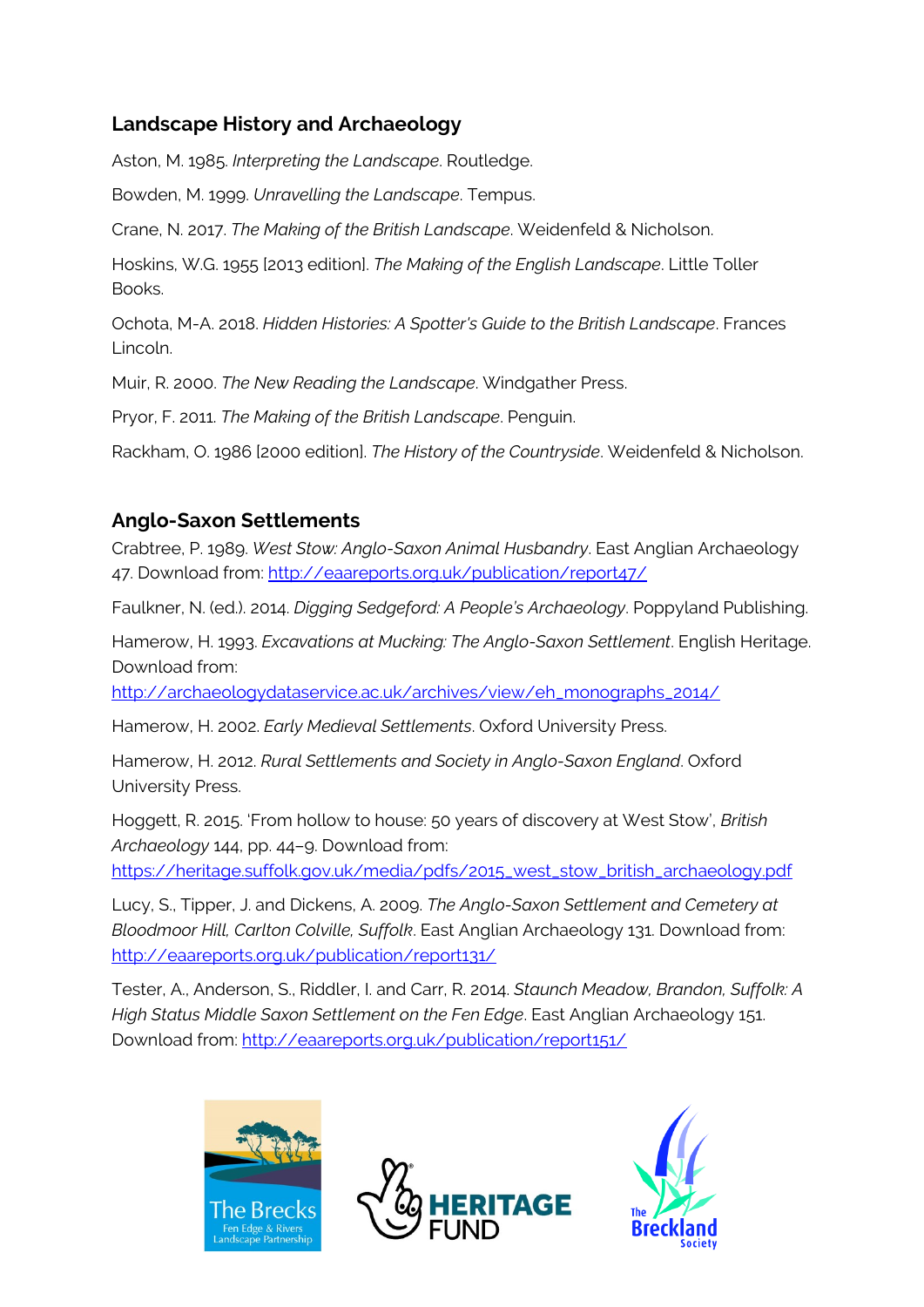## Landscape History and Archaeology

Aston, M. 1985. *Interpreting the Landscape*. Routledge.

Bowden, M. 1999. *Unravelling the Landscape*. Tempus.

Crane, N. 2017. *The Making of the British Landscape*. Weidenfeld & Nicholson.

Hoskins, W.G. 1955 [2013 edition]. *The Making of the English Landscape*. Little Toller Books.

Ochota, M-A. 2018. *Hidden Histories: A Spotter's Guide to the British Landscape*. Frances Lincoln.

Muir, R. 2000. *The New Reading the Landscape*. Windgather Press.

Pryor, F. 2011. *The Making of the British Landscape*. Penguin.

Rackham, O. 1986 [2000 edition]. *The History of the Countryside*. Weidenfeld & Nicholson.

## Anglo-Saxon Settlements

Crabtree, P. 1989. *West Stow: Anglo-Saxon Animal Husbandry*. East Anglian Archaeology 47. Download from: http://eaareports.org.uk/publication/report47/

Faulkner, N. (ed.). 2014. *Digging Sedgeford: A People's Archaeology*. Poppyland Publishing.

Hamerow, H. 1993. *Excavations at Mucking: The Anglo-Saxon Settlement*. English Heritage. Download from: http://archaeologydataservice.ac.uk/archives/view/eh_monographs_2014/

Hamerow, H. 2002. *Early Medieval Settlements*. Oxford University Press.

Hamerow, H. 2012. *Rural Settlements and Society in Anglo-Saxon England*. Oxford University Press.

Hoggett, R. 2015. 'From hollow to house: 50 years of discovery at West Stow', *British Archaeology* 144, pp. 44–9. Download from: https://heritage.suffolk.gov.uk/media/pdfs/2015_west_stow_british_archaeology.pdf

Lucy, S., Tipper, J. and Dickens, A. 2009. *The Anglo-Saxon Settlement and Cemetery at Bloodmoor Hill, Carlton Colville, Suffolk*. East Anglian Archaeology 131. Download from: http://eaareports.org.uk/publication/report131/

Tester, A., Anderson, S., Riddler, I. and Carr, R. 2014. *Staunch Meadow, Brandon, Suffolk: A High Status Middle Saxon Settlement on the Fen Edge*. East Anglian Archaeology 151. Download from: http://eaareports.org.uk/publication/report151/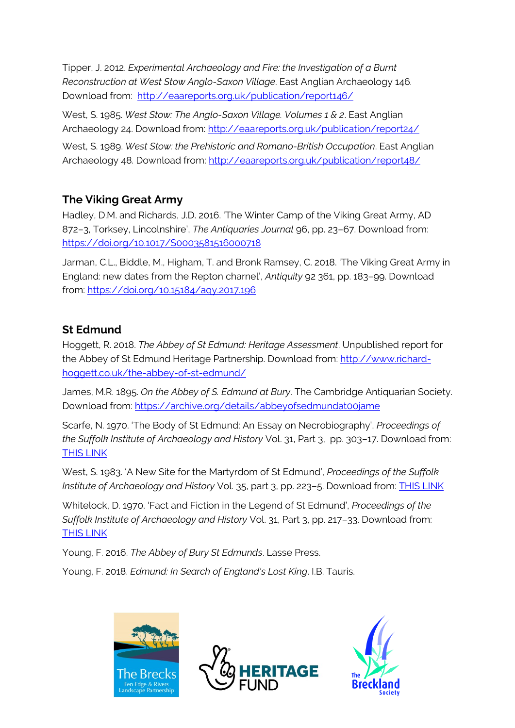Tipper, J. 2012. *Experimental Archaeology and Fire: the Investigation of a Burnt Reconstruction at West Stow Anglo-Saxon Village*. East Anglian Archaeology 146. Download from: [http://eaareports.org.uk/publication/report146/](http://eaareports.org.uk/publication/report146/)

West, S. 1985. *West Stow: The Anglo-Saxon Village. Volumes 1 & 2*. East Anglian Archaeology 24. Download from: [http://eaareports.org.uk/publication/report24/](http://eaareports.org.uk/publication/report24/)

West, S. 1989. *West Stow: the Prehistoric and Romano-British Occupation*. East Anglian Archaeology 48. Download from: [http://eaareports.org.uk/publication/report48/](http://eaareports.org.uk/publication/report48/)

## The Viking Great Army

Hadley, D.M. and Richards, J.D. 2016. 'The Winter Camp of the Viking Great Army, AD 872–3, Torksey, Lincolnshire', *The Antiquaries Journal* 96, pp. 23–67. Download from: [https://doi.org/10.1017/S0003581516000718](https://doi.org/10.1017/S0003581516000718)

Jarman, C.L., Biddle, M., Higham, T. and Bronk Ramsey, C. 2018. 'The Viking Great Army in England: new dates from the Repton charnel', *Antiquity* 92 361, pp. 183–99. Download from: [https://doi.org/10.15184/aqy.2017.196](https://doi.org/10.15184/aqy.2017.196)

## St Edmund

Hoggett, R. 2018. *The Abbey of St Edmund: Heritage Assessment*. Unpublished report for the Abbey of St Edmund Heritage Partnership. Download from: [http://www.richard-hoggett.co.uk/the-abbey-of-st-edmund/](http://www.richard-hoggett.co.uk/the-abbey-of-st-edmund/)

James, M.R. 1895. *On the Abbey of S. Edmund at Bury*. The Cambridge Antiquarian Society. Download from: [https://archive.org/details/abbeyofsedmundat00jame](https://archive.org/details/abbeyofsedmundat00jame)

Scarfe, N. 1970. 'The Body of St Edmund: An Essay on Necrobiography', *Proceedings of the Suffolk Institute of Archaeology and History* Vol. 31, Part 3, pp. 303–17. Download from: THIS LINK

West, S. 1983. 'A New Site for the Martyrdom of St Edmund', *Proceedings of the Suffolk Institute of Archaeology and History* Vol. 35, part 3, pp. 223–5. Download from: THIS LINK

Whitelock, D. 1970. 'Fact and Fiction in the Legend of St Edmund', *Proceedings of the Suffolk Institute of Archaeology and History* Vol. 31, Part 3, pp. 217–33. Download from: THIS LINK

Young, F. 2016. *The Abbey of Bury St Edmunds*. Lasse Press.

Young, F. 2018. *Edmund: In Search of England's Lost King*. I.B. Tauris.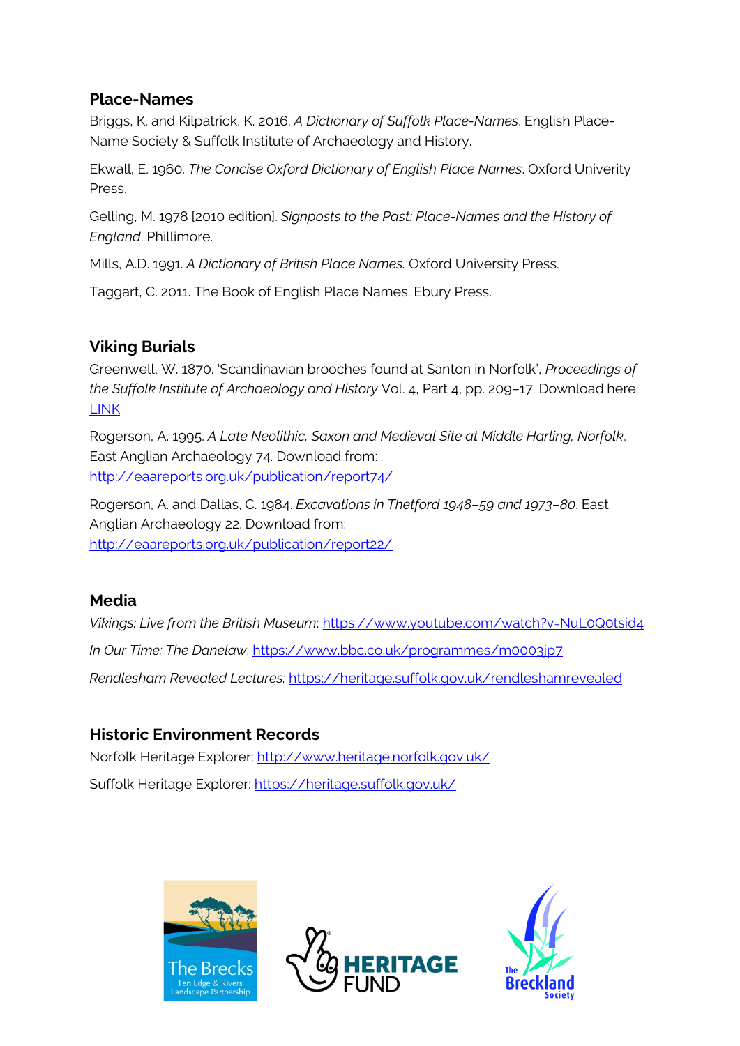## Place-Names

Briggs, K. and Kilpatrick, K. 2016. *A Dictionary of Suffolk Place-Names*. English Place-Name Society & Suffolk Institute of Archaeology and History.

Ekwall, E. 1960. *The Concise Oxford Dictionary of English Place Names*. Oxford Univerity Press.

Gelling, M. 1978 [2010 edition]. *Signposts to the Past: Place-Names and the History of England*. Phillimore.

Mills, A.D. 1991. *A Dictionary of British Place Names.* Oxford University Press.

Taggart, C. 2011. The Book of English Place Names. Ebury Press.

## Viking Burials

Greenwell, W. 1870. 'Scandinavian brooches found at Santon in Norfolk', *Proceedings of the Suffolk Institute of Archaeology and History* Vol. 4, Part 4, pp. 209–17. Download here: LINK

Rogerson, A. 1995. *A Late Neolithic, Saxon and Medieval Site at Middle Harling, Norfolk*. East Anglian Archaeology 74. Download from: http://eaareports.org.uk/publication/report74/

Rogerson, A. and Dallas, C. 1984. *Excavations in Thetford 1948–59 and 1973–80*. East Anglian Archaeology 22. Download from: http://eaareports.org.uk/publication/report22/

## Media

*Vikings: Live from the British Museum*: https://www.youtube.com/watch?v=NuL0Q0tsid4

*In Our Time: The Danelaw*: https://www.bbc.co.uk/programmes/m0003jp7

*Rendlesham Revealed Lectures:* https://heritage.suffolk.gov.uk/rendleshamrevealed

## Historic Environment Records

Norfolk Heritage Explorer: http://www.heritage.norfolk.gov.uk/

Suffolk Heritage Explorer: https://heritage.suffolk.gov.uk/

The Brecks Fen Edge & Rivers Landscape Partnership

HERITAGE FUND

The Breckland Society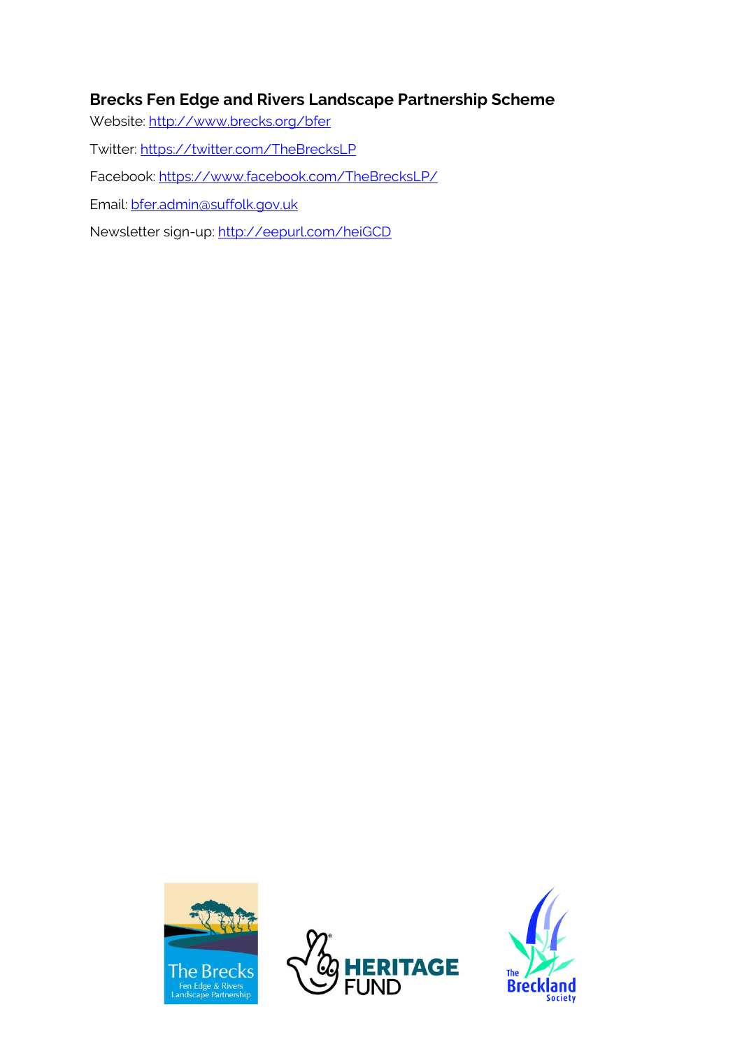## Brecks Fen Edge and Rivers Landscape Partnership Scheme

Website: http://www.brecks.org/bfer

Twitter: https://twitter.com/TheBrecksLP

Facebook: https://www.facebook.com/TheBrecksLP/

Email: bfer.admin@suffolk.gov.uk

Newsletter sign-up: http://eepurl.com/heiGCD